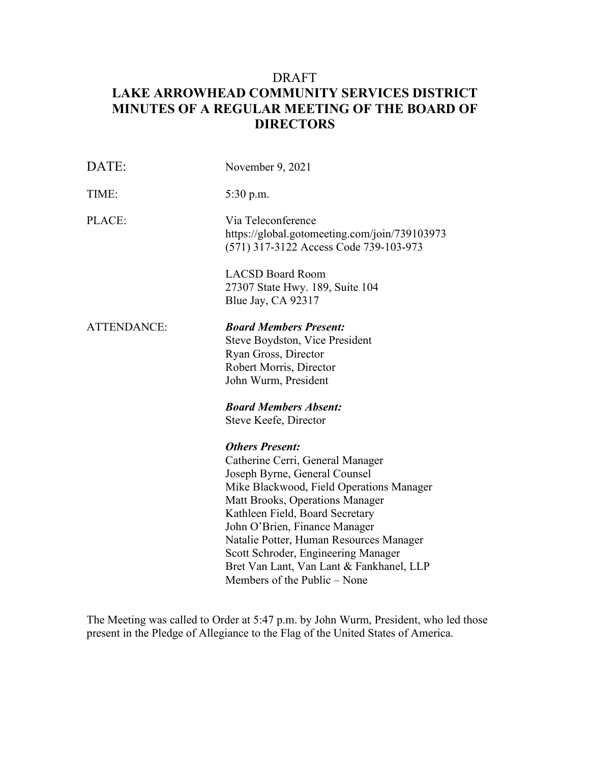DRAFT

# LAKE ARROWHEAD COMMUNITY SERVICES DISTRICT MINUTES OF A REGULAR MEETING OF THE BOARD OF DIRECTORS

DATE: November 9, 2021

TIME: 5:30 p.m.

PLACE: Via Teleconference
https://global.gotomeeting.com/join/739103973
(571) 317-3122 Access Code 739-103-973

LACSD Board Room
27307 State Hwy. 189, Suite 104
Blue Jay, CA 92317

ATTENDANCE:

***Board Members Present:***
Steve Boydston, Vice President
Ryan Gross, Director
Robert Morris, Director
John Wurm, President

***Board Members Absent:***
Steve Keefe, Director

***Others Present:***
Catherine Cerri, General Manager
Joseph Byrne, General Counsel
Mike Blackwood, Field Operations Manager
Matt Brooks, Operations Manager
Kathleen Field, Board Secretary
John O'Brien, Finance Manager
Natalie Potter, Human Resources Manager
Scott Schroder, Engineering Manager
Bret Van Lant, Van Lant & Fankhanel, LLP
Members of the Public – None

The Meeting was called to Order at 5:47 p.m. by John Wurm, President, who led those present in the Pledge of Allegiance to the Flag of the United States of America.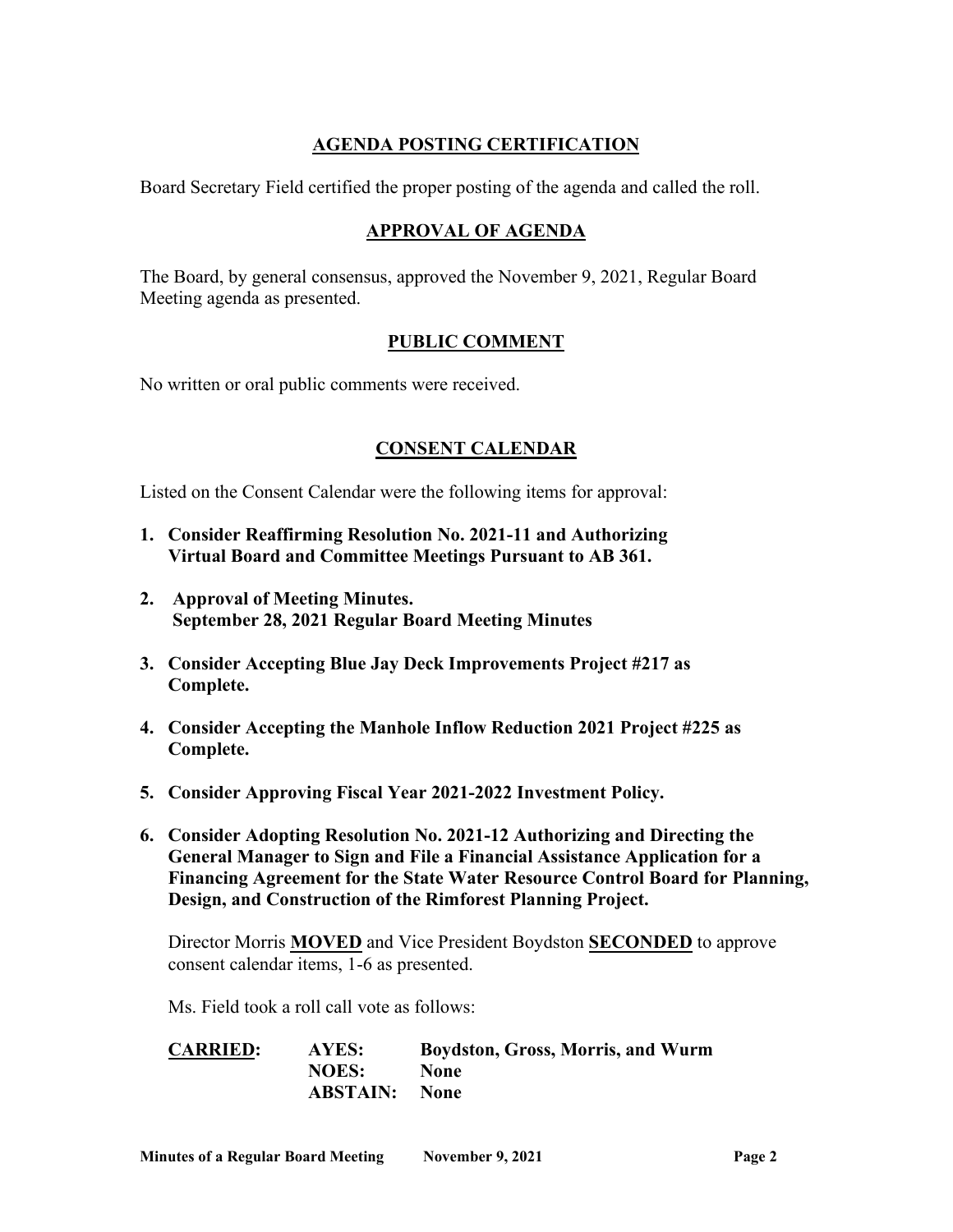## AGENDA POSTING CERTIFICATION

Board Secretary Field certified the proper posting of the agenda and called the roll.

## APPROVAL OF AGENDA

The Board, by general consensus, approved the November 9, 2021, Regular Board Meeting agenda as presented.

## PUBLIC COMMENT

No written or oral public comments were received.

## CONSENT CALENDAR

Listed on the Consent Calendar were the following items for approval:

1. **Consider Reaffirming Resolution No. 2021-11 and Authorizing Virtual Board and Committee Meetings Pursuant to AB 361.**

2. **Approval of Meeting Minutes.**
   **September 28, 2021 Regular Board Meeting Minutes**

3. **Consider Accepting Blue Jay Deck Improvements Project #217 as Complete.**

4. **Consider Accepting the Manhole Inflow Reduction 2021 Project #225 as Complete.**

5. **Consider Approving Fiscal Year 2021-2022 Investment Policy.**

6. **Consider Adopting Resolution No. 2021-12 Authorizing and Directing the General Manager to Sign and File a Financial Assistance Application for a Financing Agreement for the State Water Resource Control Board for Planning, Design, and Construction of the Rimforest Planning Project.**

   Director Morris **MOVED** and Vice President Boydston **SECONDED** to approve consent calendar items, 1-6 as presented.

   Ms. Field took a roll call vote as follows:

   **CARRIED:** **AYES:** **Boydston, Gross, Morris, and Wurm**
   **NOES:** **None**
   **ABSTAIN:** **None**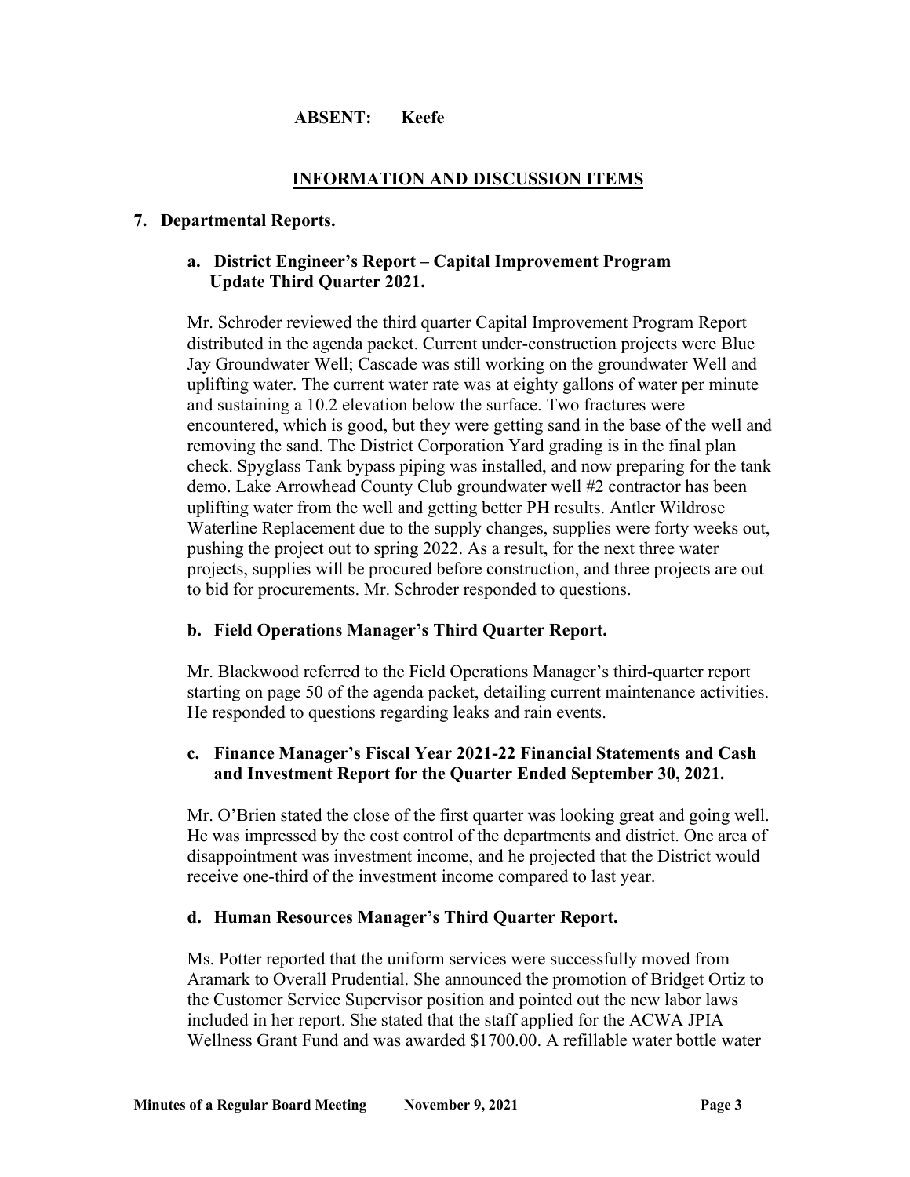**ABSENT: Keefe**

## INFORMATION AND DISCUSSION ITEMS

**7. Departmental Reports.**

**a. District Engineer's Report – Capital Improvement Program Update Third Quarter 2021.**

Mr. Schroder reviewed the third quarter Capital Improvement Program Report distributed in the agenda packet. Current under-construction projects were Blue Jay Groundwater Well; Cascade was still working on the groundwater Well and uplifting water. The current water rate was at eighty gallons of water per minute and sustaining a 10.2 elevation below the surface. Two fractures were encountered, which is good, but they were getting sand in the base of the well and removing the sand. The District Corporation Yard grading is in the final plan check. Spyglass Tank bypass piping was installed, and now preparing for the tank demo. Lake Arrowhead County Club groundwater well #2 contractor has been uplifting water from the well and getting better PH results. Antler Wildrose Waterline Replacement due to the supply changes, supplies were forty weeks out, pushing the project out to spring 2022. As a result, for the next three water projects, supplies will be procured before construction, and three projects are out to bid for procurements. Mr. Schroder responded to questions.

**b. Field Operations Manager's Third Quarter Report.**

Mr. Blackwood referred to the Field Operations Manager's third-quarter report starting on page 50 of the agenda packet, detailing current maintenance activities. He responded to questions regarding leaks and rain events.

**c. Finance Manager's Fiscal Year 2021-22 Financial Statements and Cash and Investment Report for the Quarter Ended September 30, 2021.**

Mr. O'Brien stated the close of the first quarter was looking great and going well. He was impressed by the cost control of the departments and district. One area of disappointment was investment income, and he projected that the District would receive one-third of the investment income compared to last year.

**d. Human Resources Manager's Third Quarter Report.**

Ms. Potter reported that the uniform services were successfully moved from Aramark to Overall Prudential. She announced the promotion of Bridget Ortiz to the Customer Service Supervisor position and pointed out the new labor laws included in her report. She stated that the staff applied for the ACWA JPIA Wellness Grant Fund and was awarded $1700.00. A refillable water bottle water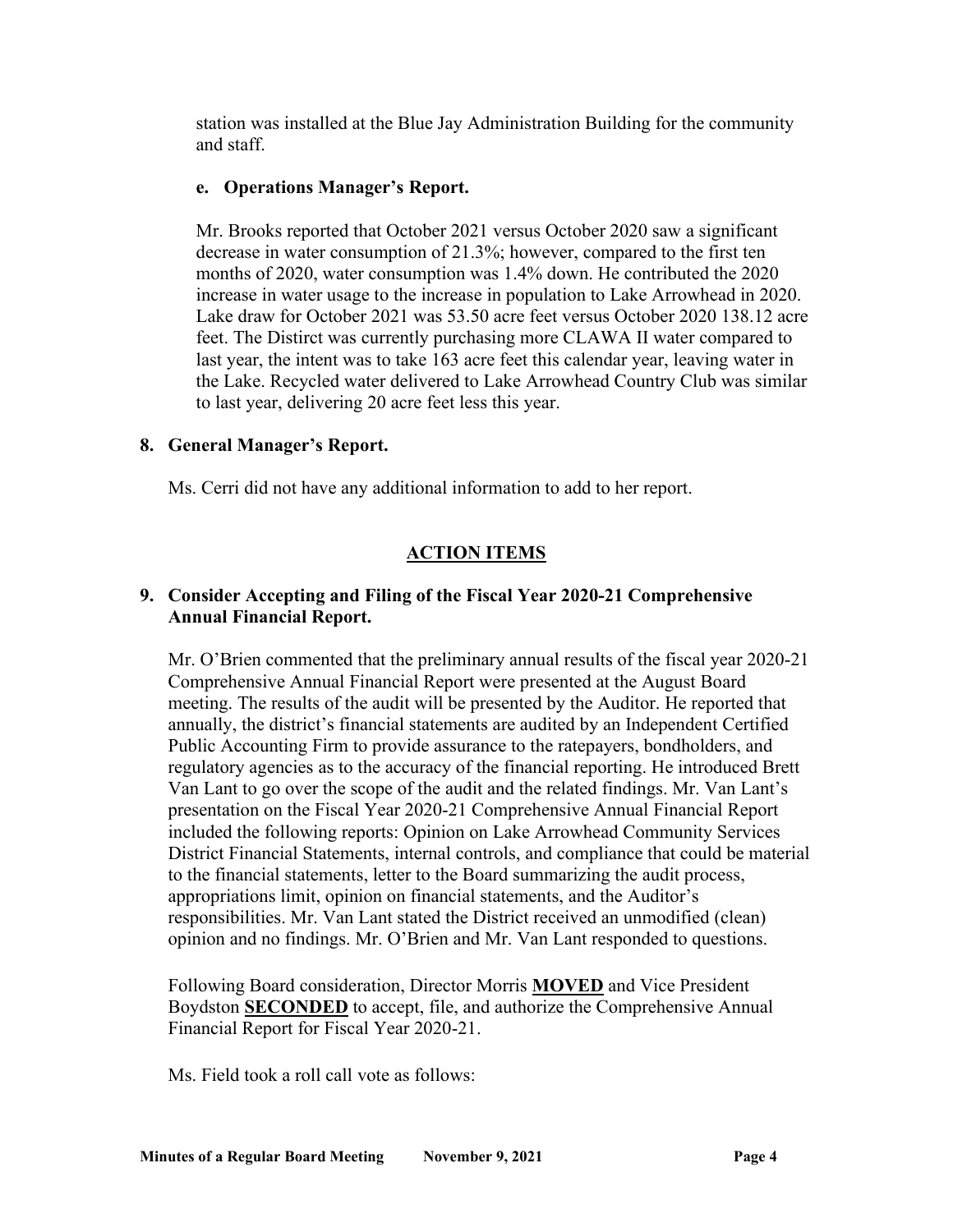station was installed at the Blue Jay Administration Building for the community and staff.

**e. Operations Manager's Report.**

Mr. Brooks reported that October 2021 versus October 2020 saw a significant decrease in water consumption of 21.3%; however, compared to the first ten months of 2020, water consumption was 1.4% down. He contributed the 2020 increase in water usage to the increase in population to Lake Arrowhead in 2020. Lake draw for October 2021 was 53.50 acre feet versus October 2020 138.12 acre feet. The Distirct was currently purchasing more CLAWA II water compared to last year, the intent was to take 163 acre feet this calendar year, leaving water in the Lake. Recycled water delivered to Lake Arrowhead Country Club was similar to last year, delivering 20 acre feet less this year.

**8. General Manager's Report.**

Ms. Cerri did not have any additional information to add to her report.

**ACTION ITEMS**

**9. Consider Accepting and Filing of the Fiscal Year 2020-21 Comprehensive Annual Financial Report.**

Mr. O'Brien commented that the preliminary annual results of the fiscal year 2020-21 Comprehensive Annual Financial Report were presented at the August Board meeting. The results of the audit will be presented by the Auditor. He reported that annually, the district's financial statements are audited by an Independent Certified Public Accounting Firm to provide assurance to the ratepayers, bondholders, and regulatory agencies as to the accuracy of the financial reporting. He introduced Brett Van Lant to go over the scope of the audit and the related findings. Mr. Van Lant's presentation on the Fiscal Year 2020-21 Comprehensive Annual Financial Report included the following reports: Opinion on Lake Arrowhead Community Services District Financial Statements, internal controls, and compliance that could be material to the financial statements, letter to the Board summarizing the audit process, appropriations limit, opinion on financial statements, and the Auditor's responsibilities. Mr. Van Lant stated the District received an unmodified (clean) opinion and no findings. Mr. O'Brien and Mr. Van Lant responded to questions.

Following Board consideration, Director Morris **MOVED** and Vice President Boydston **SECONDED** to accept, file, and authorize the Comprehensive Annual Financial Report for Fiscal Year 2020-21.

Ms. Field took a roll call vote as follows: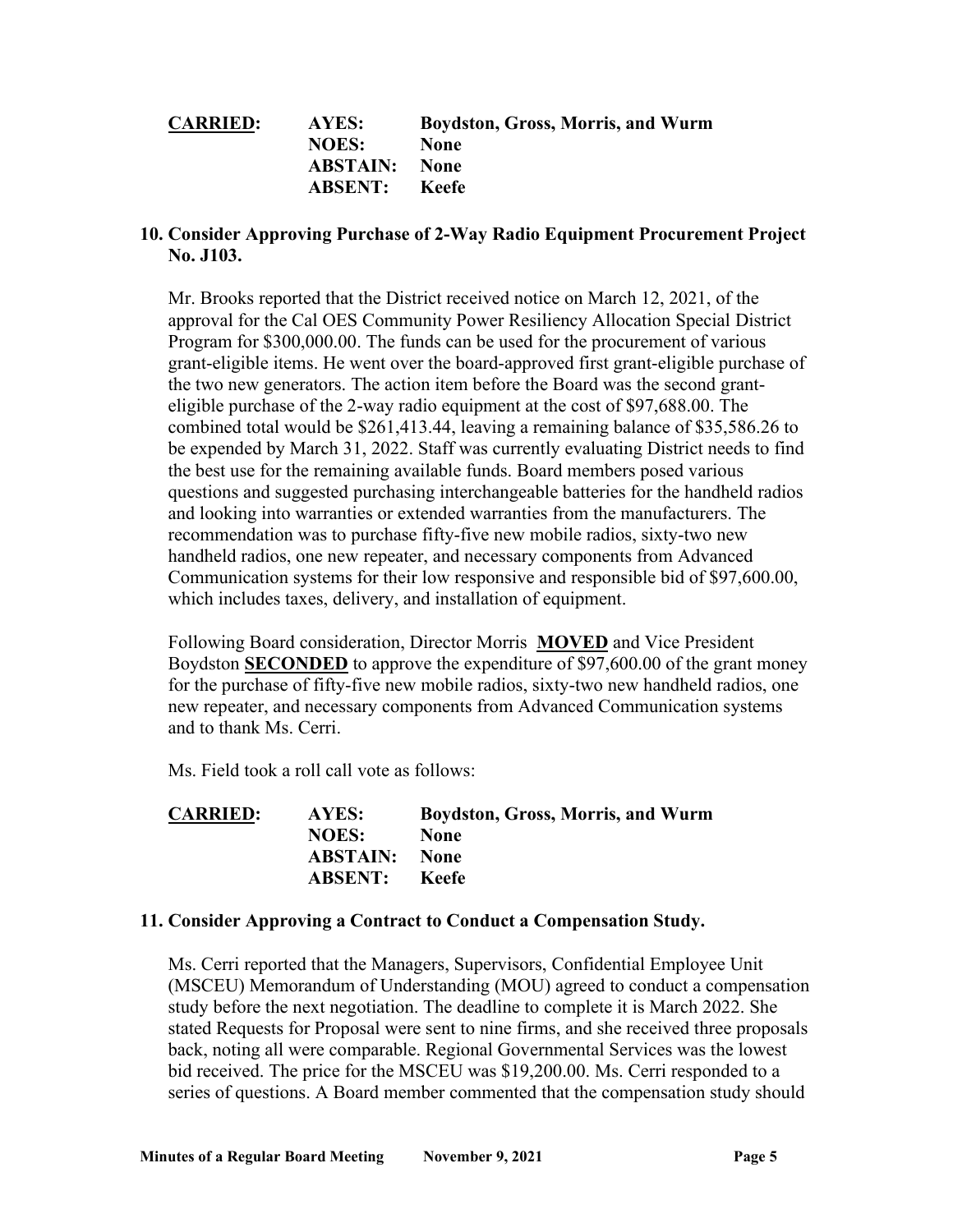| **CARRIED:** | **AYES:** | **Boydston, Gross, Morris, and Wurm** |
|---|---|---|
| | **NOES:** | **None** |
| | **ABSTAIN:** | **None** |
| | **ABSENT:** | **Keefe** |

**10. Consider Approving Purchase of 2-Way Radio Equipment Procurement Project No. J103.**

Mr. Brooks reported that the District received notice on March 12, 2021, of the approval for the Cal OES Community Power Resiliency Allocation Special District Program for $300,000.00. The funds can be used for the procurement of various grant-eligible items. He went over the board-approved first grant-eligible purchase of the two new generators. The action item before the Board was the second grant-eligible purchase of the 2-way radio equipment at the cost of $97,688.00. The combined total would be $261,413.44, leaving a remaining balance of $35,586.26 to be expended by March 31, 2022. Staff was currently evaluating District needs to find the best use for the remaining available funds. Board members posed various questions and suggested purchasing interchangeable batteries for the handheld radios and looking into warranties or extended warranties from the manufacturers. The recommendation was to purchase fifty-five new mobile radios, sixty-two new handheld radios, one new repeater, and necessary components from Advanced Communication systems for their low responsive and responsible bid of $97,600.00, which includes taxes, delivery, and installation of equipment.

Following Board consideration, Director Morris **MOVED** and Vice President Boydston **SECONDED** to approve the expenditure of $97,600.00 of the grant money for the purchase of fifty-five new mobile radios, sixty-two new handheld radios, one new repeater, and necessary components from Advanced Communication systems and to thank Ms. Cerri.

Ms. Field took a roll call vote as follows:

| **CARRIED:** | **AYES:** | **Boydston, Gross, Morris, and Wurm** |
|---|---|---|
| | **NOES:** | **None** |
| | **ABSTAIN:** | **None** |
| | **ABSENT:** | **Keefe** |

**11. Consider Approving a Contract to Conduct a Compensation Study.**

Ms. Cerri reported that the Managers, Supervisors, Confidential Employee Unit (MSCEU) Memorandum of Understanding (MOU) agreed to conduct a compensation study before the next negotiation. The deadline to complete it is March 2022. She stated Requests for Proposal were sent to nine firms, and she received three proposals back, noting all were comparable. Regional Governmental Services was the lowest bid received. The price for the MSCEU was $19,200.00. Ms. Cerri responded to a series of questions. A Board member commented that the compensation study should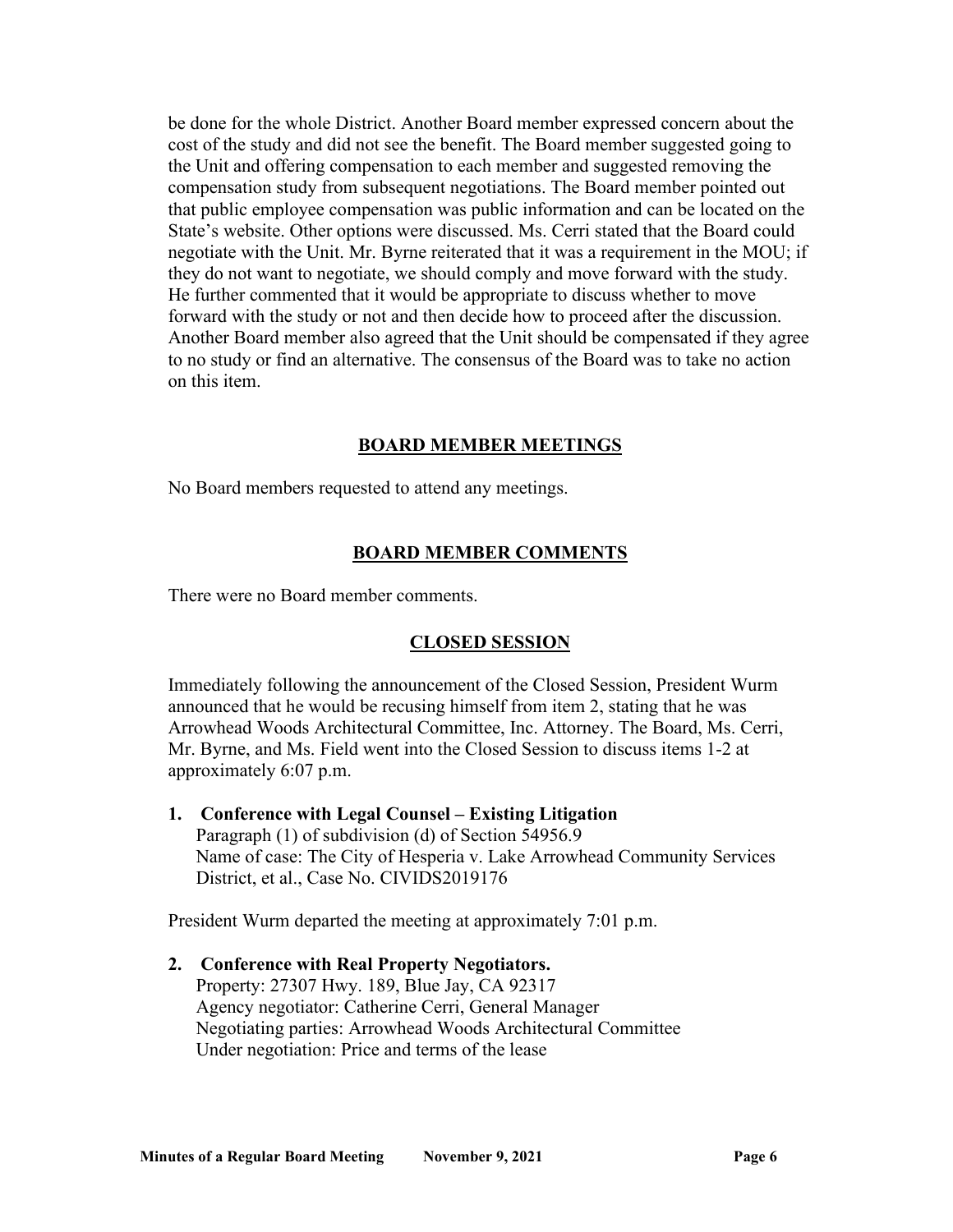be done for the whole District. Another Board member expressed concern about the cost of the study and did not see the benefit. The Board member suggested going to the Unit and offering compensation to each member and suggested removing the compensation study from subsequent negotiations. The Board member pointed out that public employee compensation was public information and can be located on the State's website. Other options were discussed. Ms. Cerri stated that the Board could negotiate with the Unit. Mr. Byrne reiterated that it was a requirement in the MOU; if they do not want to negotiate, we should comply and move forward with the study. He further commented that it would be appropriate to discuss whether to move forward with the study or not and then decide how to proceed after the discussion. Another Board member also agreed that the Unit should be compensated if they agree to no study or find an alternative. The consensus of the Board was to take no action on this item.

## BOARD MEMBER MEETINGS

No Board members requested to attend any meetings.

## BOARD MEMBER COMMENTS

There were no Board member comments.

## CLOSED SESSION

Immediately following the announcement of the Closed Session, President Wurm announced that he would be recusing himself from item 2, stating that he was Arrowhead Woods Architectural Committee, Inc. Attorney. The Board, Ms. Cerri, Mr. Byrne, and Ms. Field went into the Closed Session to discuss items 1-2 at approximately 6:07 p.m.

1. **Conference with Legal Counsel – Existing Litigation**
   Paragraph (1) of subdivision (d) of Section 54956.9
   Name of case: The City of Hesperia v. Lake Arrowhead Community Services District, et al., Case No. CIVIDS2019176

President Wurm departed the meeting at approximately 7:01 p.m.

2. **Conference with Real Property Negotiators.**
   Property: 27307 Hwy. 189, Blue Jay, CA 92317
   Agency negotiator: Catherine Cerri, General Manager
   Negotiating parties: Arrowhead Woods Architectural Committee
   Under negotiation: Price and terms of the lease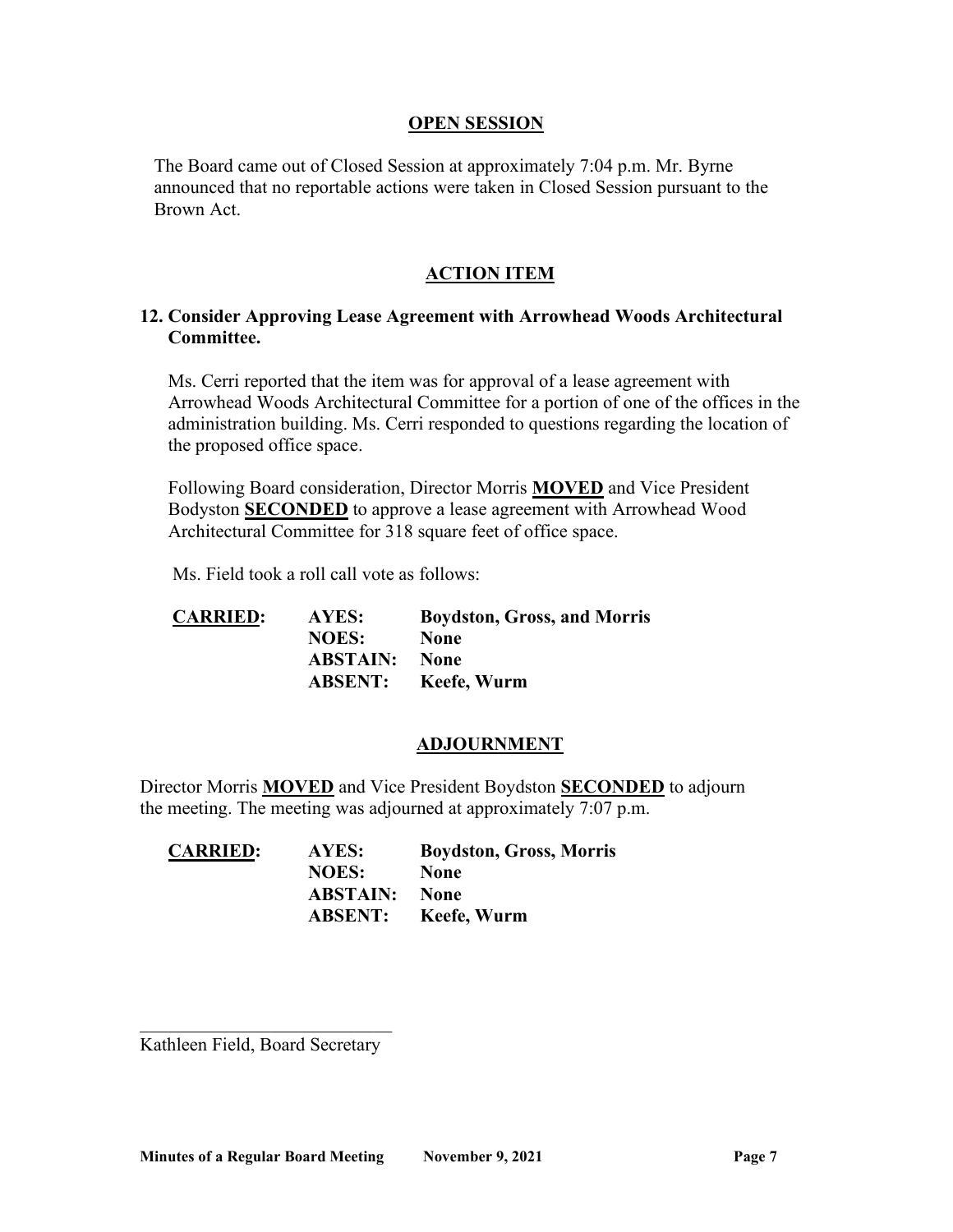## OPEN SESSION

The Board came out of Closed Session at approximately 7:04 p.m. Mr. Byrne announced that no reportable actions were taken in Closed Session pursuant to the Brown Act.

## ACTION ITEM

### 12. Consider Approving Lease Agreement with Arrowhead Woods Architectural Committee.

Ms. Cerri reported that the item was for approval of a lease agreement with Arrowhead Woods Architectural Committee for a portion of one of the offices in the administration building. Ms. Cerri responded to questions regarding the location of the proposed office space.

Following Board consideration, Director Morris **MOVED** and Vice President Bodyston **SECONDED** to approve a lease agreement with Arrowhead Wood Architectural Committee for 318 square feet of office space.

Ms. Field took a roll call vote as follows:

| | | |
|---|---|---|
| **CARRIED:** | **AYES:** | **Boydston, Gross, and Morris** |
| | **NOES:** | **None** |
| | **ABSTAIN:** | **None** |
| | **ABSENT:** | **Keefe, Wurm** |

## ADJOURNMENT

Director Morris **MOVED** and Vice President Boydston **SECONDED** to adjourn the meeting. The meeting was adjourned at approximately 7:07 p.m.

| | | |
|---|---|---|
| **CARRIED:** | **AYES:** | **Boydston, Gross, Morris** |
| | **NOES:** | **None** |
| | **ABSTAIN:** | **None** |
| | **ABSENT:** | **Keefe, Wurm** |

\_\_\_\_\_\_\_\_\_\_\_\_\_\_\_\_\_\_\_\_\_\_\_\_\_\_\_\_

Kathleen Field, Board Secretary